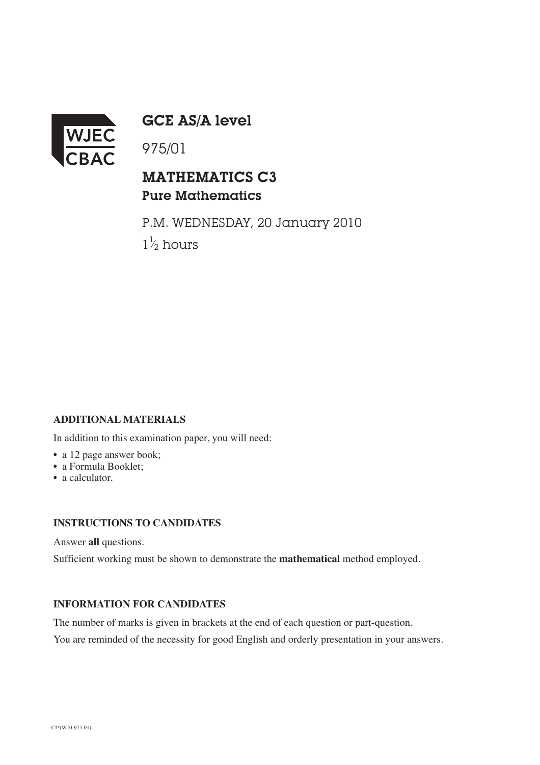WJEC CBAC

# GCE AS/A level

975/01

## MATHEMATICS C3
### Pure Mathematics

P.M. WEDNESDAY, 20 January 2010

$1\frac{1}{2}$ hours

**ADDITIONAL MATERIALS**

In addition to this examination paper, you will need:

- a 12 page answer book;
- a Formula Booklet;
- a calculator.

**INSTRUCTIONS TO CANDIDATES**

Answer **all** questions.

Sufficient working must be shown to demonstrate the **mathematical** method employed.

**INFORMATION FOR CANDIDATES**

The number of marks is given in brackets at the end of each question or part-question.

You are reminded of the necessity for good English and orderly presentation in your answers.

CJ*(W10-975-01)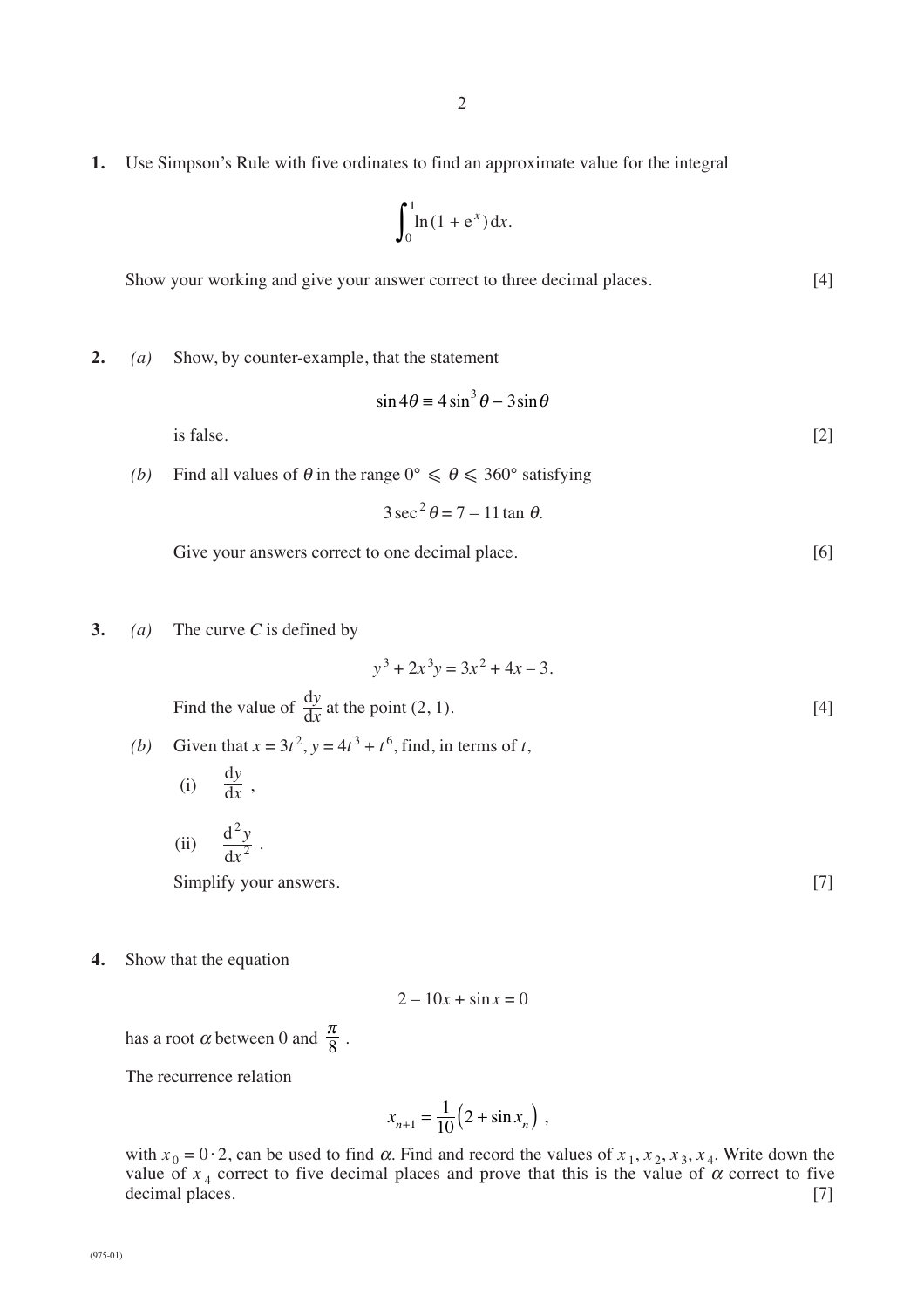**1.** Use Simpson's Rule with five ordinates to find an approximate value for the integral

$$\int_0^1 \ln(1 + e^x)\,dx.$$

Show your working and give your answer correct to three decimal places. [4]

**2.** *(a)* Show, by counter-example, that the statement

$$\sin 4\theta \equiv 4\sin^3\theta - 3\sin\theta$$

is false. [2]

*(b)* Find all values of $\theta$ in the range $0° \leqslant \theta \leqslant 360°$ satisfying

$$3\sec^2\theta = 7 - 11\tan\theta.$$

Give your answers correct to one decimal place. [6]

**3.** *(a)* The curve $C$ is defined by

$$y^3 + 2x^3y = 3x^2 + 4x - 3.$$

Find the value of $\frac{dy}{dx}$ at the point $(2, 1)$. [4]

*(b)* Given that $x = 3t^2$, $y = 4t^3 + t^6$, find, in terms of $t$,

(i) $\frac{dy}{dx}$ ,

(ii) $\frac{d^2y}{dx^2}$ .

Simplify your answers. [7]

**4.** Show that the equation

$$2 - 10x + \sin x = 0$$

has a root $\alpha$ between 0 and $\frac{\pi}{8}$ .

The recurrence relation

$$x_{n+1} = \frac{1}{10}\left(2 + \sin x_n\right) ,$$

with $x_0 = 0 \cdot 2$, can be used to find $\alpha$. Find and record the values of $x_1, x_2, x_3, x_4$. Write down the value of $x_4$ correct to five decimal places and prove that this is the value of $\alpha$ correct to five decimal places. [7]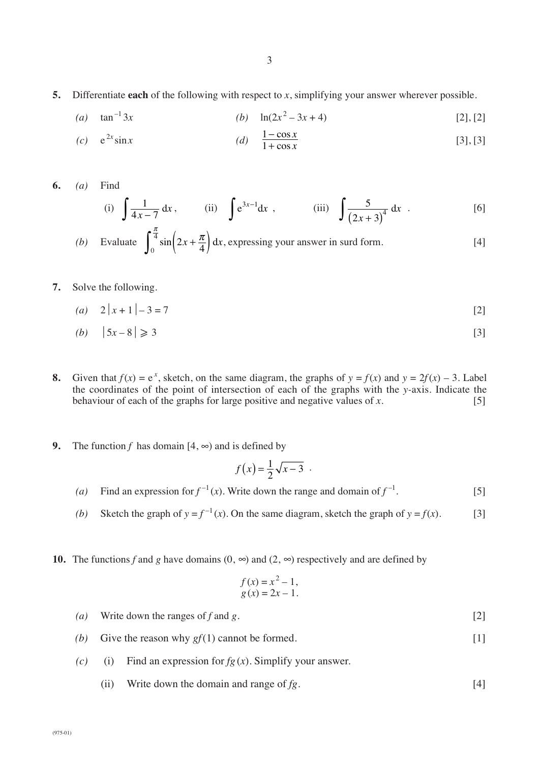**5.** Differentiate **each** of the following with respect to $x$, simplifying your answer wherever possible.

*(a)* $\tan^{-1} 3x$ *(b)* $\ln(2x^2 - 3x + 4)$ [2], [2]

*(c)* $e^{2x}\sin x$ *(d)* $\dfrac{1 - \cos x}{1 + \cos x}$ [3], [3]

**6.** *(a)* Find

(i) $\displaystyle\int \frac{1}{4x - 7}\,dx$, (ii) $\displaystyle\int e^{3x-1}dx$ , (iii) $\displaystyle\int \frac{5}{(2x + 3)^4}\,dx$ . [6]

*(b)* Evaluate $\displaystyle\int_0^{\frac{\pi}{4}} \sin\left(2x + \frac{\pi}{4}\right) dx$, expressing your answer in surd form. [4]

**7.** Solve the following.

*(a)* $2|x + 1| - 3 = 7$ [2]

*(b)* $|5x - 8| \geqslant 3$ [3]

**8.** Given that $f(x) = e^x$, sketch, on the same diagram, the graphs of $y = f(x)$ and $y = 2f(x) - 3$. Label the coordinates of the point of intersection of each of the graphs with the $y$-axis. Indicate the behaviour of each of the graphs for large positive and negative values of $x$. [5]

**9.** The function $f$ has domain $[4, \infty)$ and is defined by

$$f(x) = \frac{1}{2}\sqrt{x - 3} \ .$$

*(a)* Find an expression for $f^{-1}(x)$. Write down the range and domain of $f^{-1}$. [5]

*(b)* Sketch the graph of $y = f^{-1}(x)$. On the same diagram, sketch the graph of $y = f(x)$. [3]

**10.** The functions $f$ and $g$ have domains $(0, \infty)$ and $(2, \infty)$ respectively and are defined by

$$f(x) = x^2 - 1,$$
$$g(x) = 2x - 1.$$

*(a)* Write down the ranges of $f$ and $g$. [2]

*(b)* Give the reason why $gf(1)$ cannot be formed. [1]

*(c)* (i) Find an expression for $fg(x)$. Simplify your answer.

(ii) Write down the domain and range of $fg$. [4]